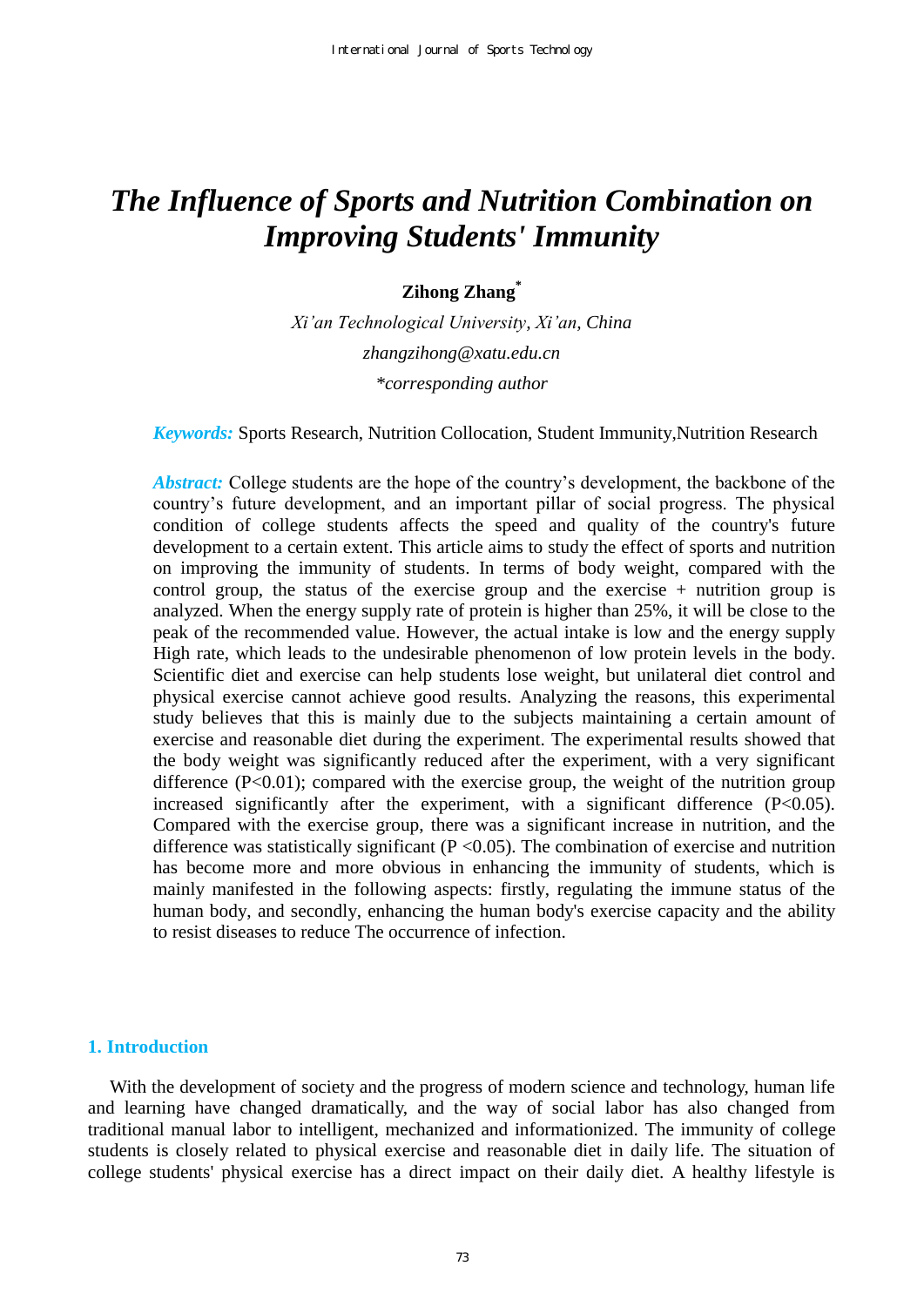# *The Influence of Sports and Nutrition Combination on Improving Students' Immunity*

**Zihong Zhang***

*Xi'an Technological University, Xi'an, China*

*zhangzihong@xatu.edu.cn*

*\*corresponding author*

***Keywords:*** Sports Research, Nutrition Collocation, Student Immunity,Nutrition Research

***Abstract:*** College students are the hope of the country's development, the backbone of the country's future development, and an important pillar of social progress. The physical condition of college students affects the speed and quality of the country's future development to a certain extent. This article aims to study the effect of sports and nutrition on improving the immunity of students. In terms of body weight, compared with the control group, the status of the exercise group and the exercise + nutrition group is analyzed. When the energy supply rate of protein is higher than 25%, it will be close to the peak of the recommended value. However, the actual intake is low and the energy supply High rate, which leads to the undesirable phenomenon of low protein levels in the body. Scientific diet and exercise can help students lose weight, but unilateral diet control and physical exercise cannot achieve good results. Analyzing the reasons, this experimental study believes that this is mainly due to the subjects maintaining a certain amount of exercise and reasonable diet during the experiment. The experimental results showed that the body weight was significantly reduced after the experiment, with a very significant difference ($P<0.01$); compared with the exercise group, the weight of the nutrition group increased significantly after the experiment, with a significant difference ($P<0.05$). Compared with the exercise group, there was a significant increase in nutrition, and the difference was statistically significant ($P <0.05$). The combination of exercise and nutrition has become more and more obvious in enhancing the immunity of students, which is mainly manifested in the following aspects: firstly, regulating the immune status of the human body, and secondly, enhancing the human body's exercise capacity and the ability to resist diseases to reduce The occurrence of infection.

## 1. Introduction

With the development of society and the progress of modern science and technology, human life and learning have changed dramatically, and the way of social labor has also changed from traditional manual labor to intelligent, mechanized and informationized. The immunity of college students is closely related to physical exercise and reasonable diet in daily life. The situation of college students' physical exercise has a direct impact on their daily diet. A healthy lifestyle is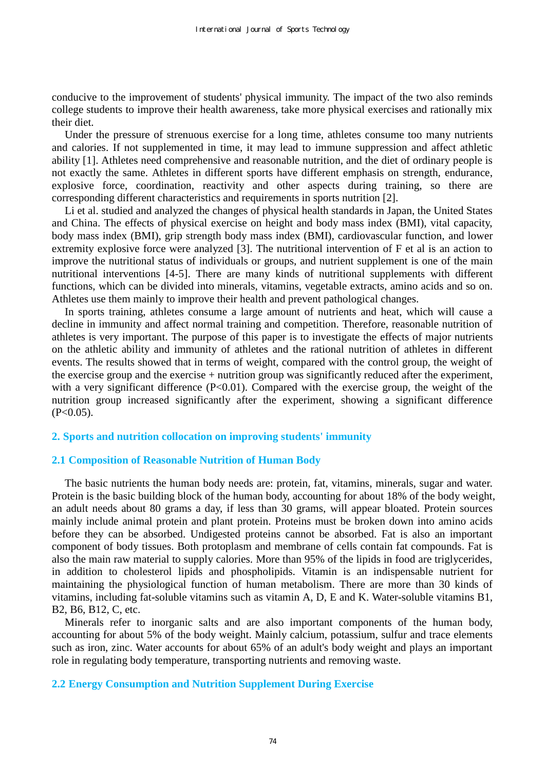conducive to the improvement of students' physical immunity. The impact of the two also reminds college students to improve their health awareness, take more physical exercises and rationally mix their diet.

Under the pressure of strenuous exercise for a long time, athletes consume too many nutrients and calories. If not supplemented in time, it may lead to immune suppression and affect athletic ability [1]. Athletes need comprehensive and reasonable nutrition, and the diet of ordinary people is not exactly the same. Athletes in different sports have different emphasis on strength, endurance, explosive force, coordination, reactivity and other aspects during training, so there are corresponding different characteristics and requirements in sports nutrition [2].

Li et al. studied and analyzed the changes of physical health standards in Japan, the United States and China. The effects of physical exercise on height and body mass index (BMI), vital capacity, body mass index (BMI), grip strength body mass index (BMI), cardiovascular function, and lower extremity explosive force were analyzed [3]. The nutritional intervention of F et al is an action to improve the nutritional status of individuals or groups, and nutrient supplement is one of the main nutritional interventions [4-5]. There are many kinds of nutritional supplements with different functions, which can be divided into minerals, vitamins, vegetable extracts, amino acids and so on. Athletes use them mainly to improve their health and prevent pathological changes.

In sports training, athletes consume a large amount of nutrients and heat, which will cause a decline in immunity and affect normal training and competition. Therefore, reasonable nutrition of athletes is very important. The purpose of this paper is to investigate the effects of major nutrients on the athletic ability and immunity of athletes and the rational nutrition of athletes in different events. The results showed that in terms of weight, compared with the control group, the weight of the exercise group and the exercise + nutrition group was significantly reduced after the experiment, with a very significant difference ($P<0.01$). Compared with the exercise group, the weight of the nutrition group increased significantly after the experiment, showing a significant difference ($P<0.05$).

## 2. Sports and nutrition collocation on improving students' immunity

### 2.1 Composition of Reasonable Nutrition of Human Body

The basic nutrients the human body needs are: protein, fat, vitamins, minerals, sugar and water. Protein is the basic building block of the human body, accounting for about 18% of the body weight, an adult needs about 80 grams a day, if less than 30 grams, will appear bloated. Protein sources mainly include animal protein and plant protein. Proteins must be broken down into amino acids before they can be absorbed. Undigested proteins cannot be absorbed. Fat is also an important component of body tissues. Both protoplasm and membrane of cells contain fat compounds. Fat is also the main raw material to supply calories. More than 95% of the lipids in food are triglycerides, in addition to cholesterol lipids and phospholipids. Vitamin is an indispensable nutrient for maintaining the physiological function of human metabolism. There are more than 30 kinds of vitamins, including fat-soluble vitamins such as vitamin A, D, E and K. Water-soluble vitamins B1, B2, B6, B12, C, etc.

Minerals refer to inorganic salts and are also important components of the human body, accounting for about 5% of the body weight. Mainly calcium, potassium, sulfur and trace elements such as iron, zinc. Water accounts for about 65% of an adult's body weight and plays an important role in regulating body temperature, transporting nutrients and removing waste.

### 2.2 Energy Consumption and Nutrition Supplement During Exercise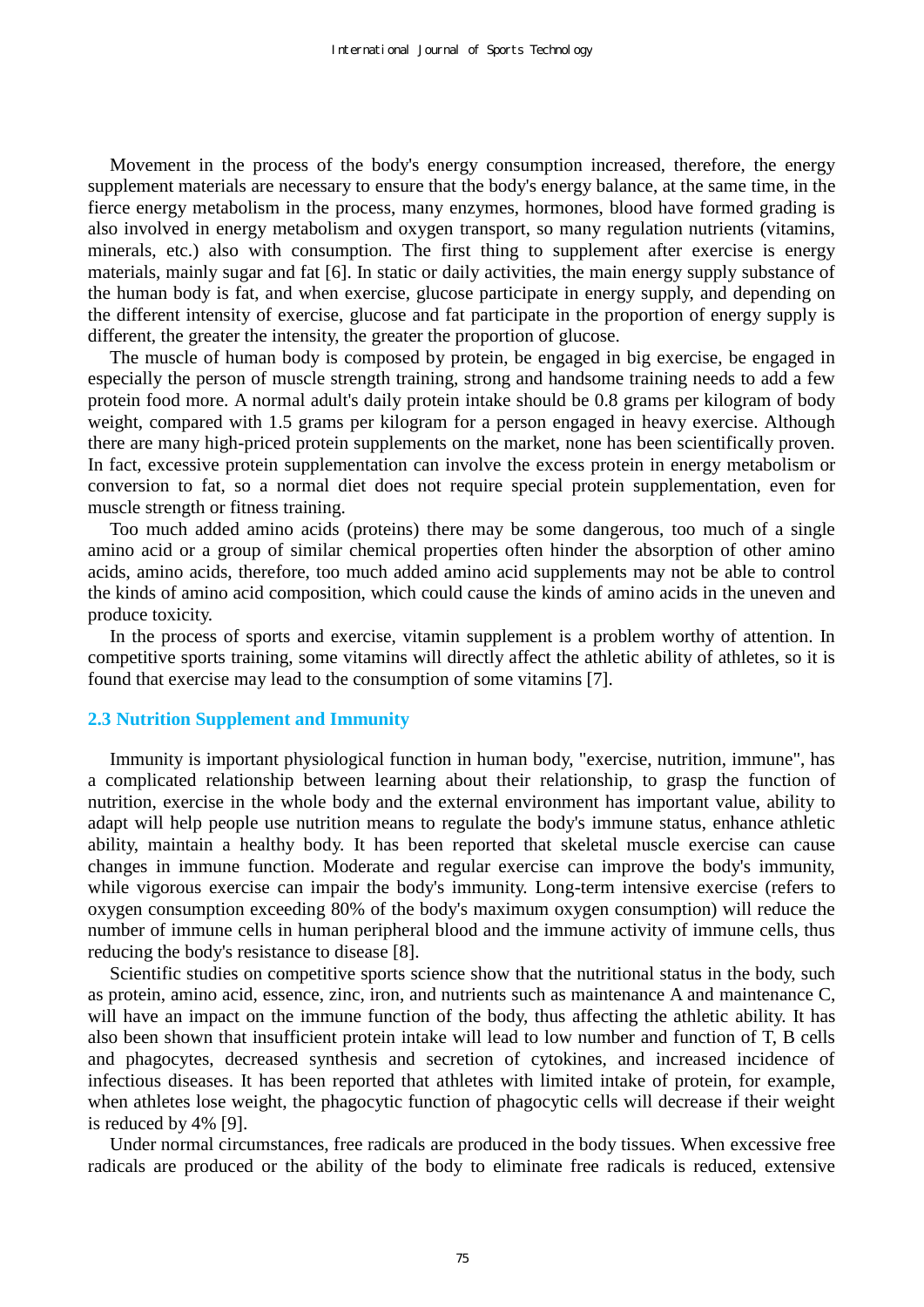Movement in the process of the body's energy consumption increased, therefore, the energy supplement materials are necessary to ensure that the body's energy balance, at the same time, in the fierce energy metabolism in the process, many enzymes, hormones, blood have formed grading is also involved in energy metabolism and oxygen transport, so many regulation nutrients (vitamins, minerals, etc.) also with consumption. The first thing to supplement after exercise is energy materials, mainly sugar and fat [6]. In static or daily activities, the main energy supply substance of the human body is fat, and when exercise, glucose participate in energy supply, and depending on the different intensity of exercise, glucose and fat participate in the proportion of energy supply is different, the greater the intensity, the greater the proportion of glucose.

The muscle of human body is composed by protein, be engaged in big exercise, be engaged in especially the person of muscle strength training, strong and handsome training needs to add a few protein food more. A normal adult's daily protein intake should be 0.8 grams per kilogram of body weight, compared with 1.5 grams per kilogram for a person engaged in heavy exercise. Although there are many high-priced protein supplements on the market, none has been scientifically proven. In fact, excessive protein supplementation can involve the excess protein in energy metabolism or conversion to fat, so a normal diet does not require special protein supplementation, even for muscle strength or fitness training.

Too much added amino acids (proteins) there may be some dangerous, too much of a single amino acid or a group of similar chemical properties often hinder the absorption of other amino acids, amino acids, therefore, too much added amino acid supplements may not be able to control the kinds of amino acid composition, which could cause the kinds of amino acids in the uneven and produce toxicity.

In the process of sports and exercise, vitamin supplement is a problem worthy of attention. In competitive sports training, some vitamins will directly affect the athletic ability of athletes, so it is found that exercise may lead to the consumption of some vitamins [7].

### 2.3 Nutrition Supplement and Immunity

Immunity is important physiological function in human body, "exercise, nutrition, immune", has a complicated relationship between learning about their relationship, to grasp the function of nutrition, exercise in the whole body and the external environment has important value, ability to adapt will help people use nutrition means to regulate the body's immune status, enhance athletic ability, maintain a healthy body. It has been reported that skeletal muscle exercise can cause changes in immune function. Moderate and regular exercise can improve the body's immunity, while vigorous exercise can impair the body's immunity. Long-term intensive exercise (refers to oxygen consumption exceeding 80% of the body's maximum oxygen consumption) will reduce the number of immune cells in human peripheral blood and the immune activity of immune cells, thus reducing the body's resistance to disease [8].

Scientific studies on competitive sports science show that the nutritional status in the body, such as protein, amino acid, essence, zinc, iron, and nutrients such as maintenance A and maintenance C, will have an impact on the immune function of the body, thus affecting the athletic ability. It has also been shown that insufficient protein intake will lead to low number and function of T, B cells and phagocytes, decreased synthesis and secretion of cytokines, and increased incidence of infectious diseases. It has been reported that athletes with limited intake of protein, for example, when athletes lose weight, the phagocytic function of phagocytic cells will decrease if their weight is reduced by 4% [9].

Under normal circumstances, free radicals are produced in the body tissues. When excessive free radicals are produced or the ability of the body to eliminate free radicals is reduced, extensive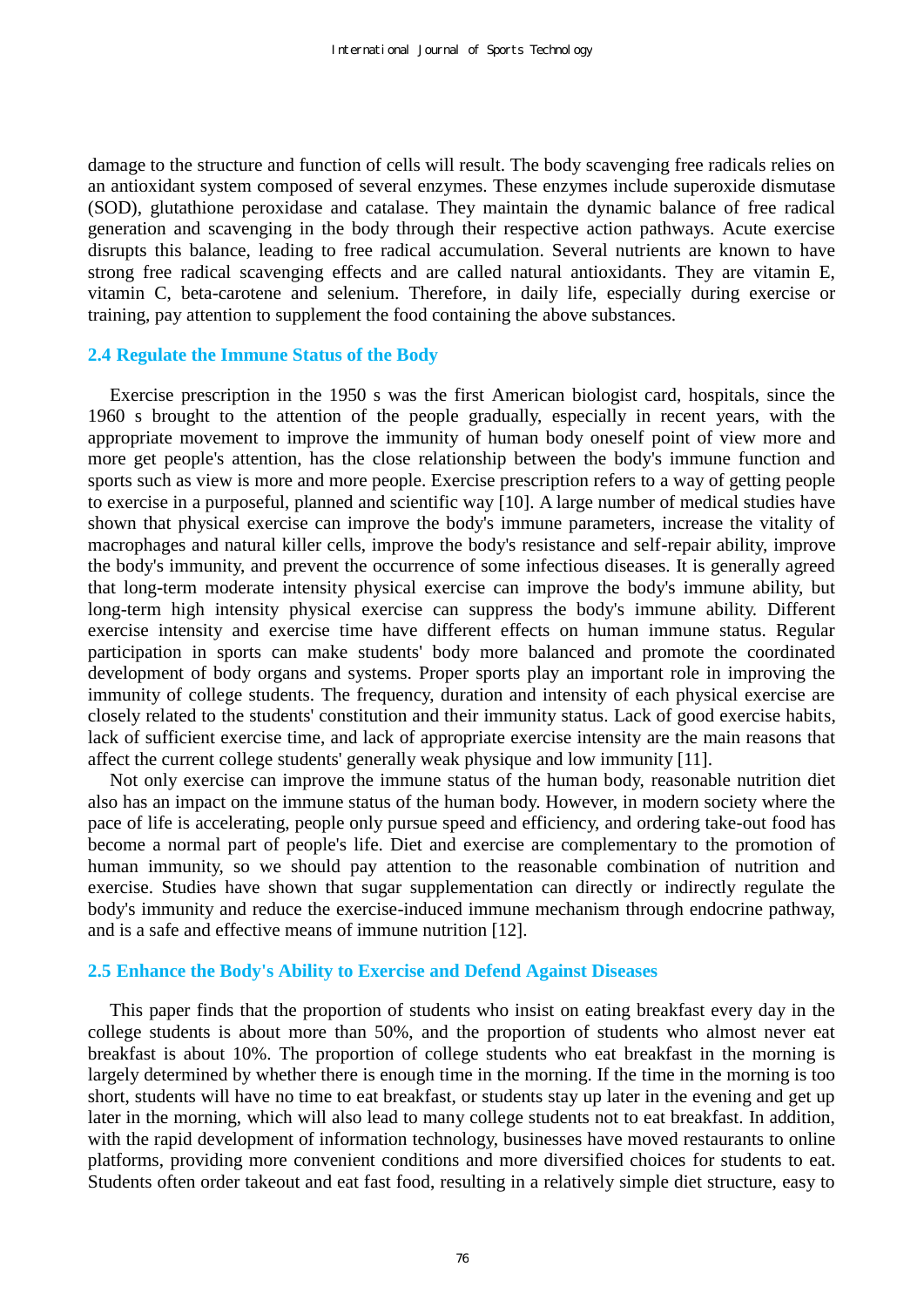damage to the structure and function of cells will result. The body scavenging free radicals relies on an antioxidant system composed of several enzymes. These enzymes include superoxide dismutase (SOD), glutathione peroxidase and catalase. They maintain the dynamic balance of free radical generation and scavenging in the body through their respective action pathways. Acute exercise disrupts this balance, leading to free radical accumulation. Several nutrients are known to have strong free radical scavenging effects and are called natural antioxidants. They are vitamin E, vitamin C, beta-carotene and selenium. Therefore, in daily life, especially during exercise or training, pay attention to supplement the food containing the above substances.

### 2.4 Regulate the Immune Status of the Body

Exercise prescription in the 1950 s was the first American biologist card, hospitals, since the 1960 s brought to the attention of the people gradually, especially in recent years, with the appropriate movement to improve the immunity of human body oneself point of view more and more get people's attention, has the close relationship between the body's immune function and sports such as view is more and more people. Exercise prescription refers to a way of getting people to exercise in a purposeful, planned and scientific way [10]. A large number of medical studies have shown that physical exercise can improve the body's immune parameters, increase the vitality of macrophages and natural killer cells, improve the body's resistance and self-repair ability, improve the body's immunity, and prevent the occurrence of some infectious diseases. It is generally agreed that long-term moderate intensity physical exercise can improve the body's immune ability, but long-term high intensity physical exercise can suppress the body's immune ability. Different exercise intensity and exercise time have different effects on human immune status. Regular participation in sports can make students' body more balanced and promote the coordinated development of body organs and systems. Proper sports play an important role in improving the immunity of college students. The frequency, duration and intensity of each physical exercise are closely related to the students' constitution and their immunity status. Lack of good exercise habits, lack of sufficient exercise time, and lack of appropriate exercise intensity are the main reasons that affect the current college students' generally weak physique and low immunity [11].

Not only exercise can improve the immune status of the human body, reasonable nutrition diet also has an impact on the immune status of the human body. However, in modern society where the pace of life is accelerating, people only pursue speed and efficiency, and ordering take-out food has become a normal part of people's life. Diet and exercise are complementary to the promotion of human immunity, so we should pay attention to the reasonable combination of nutrition and exercise. Studies have shown that sugar supplementation can directly or indirectly regulate the body's immunity and reduce the exercise-induced immune mechanism through endocrine pathway, and is a safe and effective means of immune nutrition [12].

### 2.5 Enhance the Body's Ability to Exercise and Defend Against Diseases

This paper finds that the proportion of students who insist on eating breakfast every day in the college students is about more than 50%, and the proportion of students who almost never eat breakfast is about 10%. The proportion of college students who eat breakfast in the morning is largely determined by whether there is enough time in the morning. If the time in the morning is too short, students will have no time to eat breakfast, or students stay up later in the evening and get up later in the morning, which will also lead to many college students not to eat breakfast. In addition, with the rapid development of information technology, businesses have moved restaurants to online platforms, providing more convenient conditions and more diversified choices for students to eat. Students often order takeout and eat fast food, resulting in a relatively simple diet structure, easy to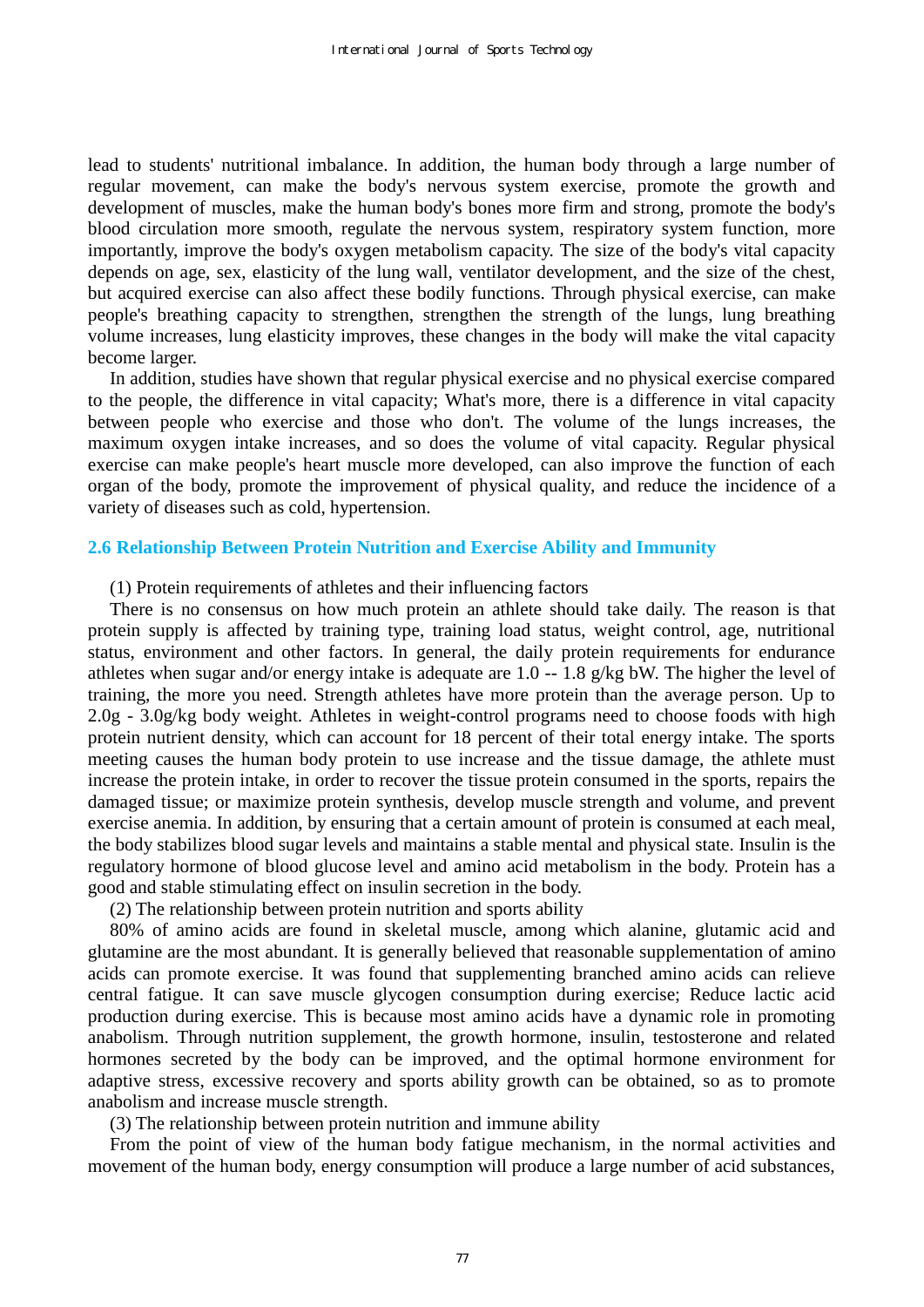lead to students' nutritional imbalance. In addition, the human body through a large number of regular movement, can make the body's nervous system exercise, promote the growth and development of muscles, make the human body's bones more firm and strong, promote the body's blood circulation more smooth, regulate the nervous system, respiratory system function, more importantly, improve the body's oxygen metabolism capacity. The size of the body's vital capacity depends on age, sex, elasticity of the lung wall, ventilator development, and the size of the chest, but acquired exercise can also affect these bodily functions. Through physical exercise, can make people's breathing capacity to strengthen, strengthen the strength of the lungs, lung breathing volume increases, lung elasticity improves, these changes in the body will make the vital capacity become larger.

In addition, studies have shown that regular physical exercise and no physical exercise compared to the people, the difference in vital capacity; What's more, there is a difference in vital capacity between people who exercise and those who don't. The volume of the lungs increases, the maximum oxygen intake increases, and so does the volume of vital capacity. Regular physical exercise can make people's heart muscle more developed, can also improve the function of each organ of the body, promote the improvement of physical quality, and reduce the incidence of a variety of diseases such as cold, hypertension.

## 2.6 Relationship Between Protein Nutrition and Exercise Ability and Immunity

(1) Protein requirements of athletes and their influencing factors

There is no consensus on how much protein an athlete should take daily. The reason is that protein supply is affected by training type, training load status, weight control, age, nutritional status, environment and other factors. In general, the daily protein requirements for endurance athletes when sugar and/or energy intake is adequate are 1.0 -- 1.8 g/kg bW. The higher the level of training, the more you need. Strength athletes have more protein than the average person. Up to 2.0g - 3.0g/kg body weight. Athletes in weight-control programs need to choose foods with high protein nutrient density, which can account for 18 percent of their total energy intake. The sports meeting causes the human body protein to use increase and the tissue damage, the athlete must increase the protein intake, in order to recover the tissue protein consumed in the sports, repairs the damaged tissue; or maximize protein synthesis, develop muscle strength and volume, and prevent exercise anemia. In addition, by ensuring that a certain amount of protein is consumed at each meal, the body stabilizes blood sugar levels and maintains a stable mental and physical state. Insulin is the regulatory hormone of blood glucose level and amino acid metabolism in the body. Protein has a good and stable stimulating effect on insulin secretion in the body.

(2) The relationship between protein nutrition and sports ability

80% of amino acids are found in skeletal muscle, among which alanine, glutamic acid and glutamine are the most abundant. It is generally believed that reasonable supplementation of amino acids can promote exercise. It was found that supplementing branched amino acids can relieve central fatigue. It can save muscle glycogen consumption during exercise; Reduce lactic acid production during exercise. This is because most amino acids have a dynamic role in promoting anabolism. Through nutrition supplement, the growth hormone, insulin, testosterone and related hormones secreted by the body can be improved, and the optimal hormone environment for adaptive stress, excessive recovery and sports ability growth can be obtained, so as to promote anabolism and increase muscle strength.

(3) The relationship between protein nutrition and immune ability

From the point of view of the human body fatigue mechanism, in the normal activities and movement of the human body, energy consumption will produce a large number of acid substances,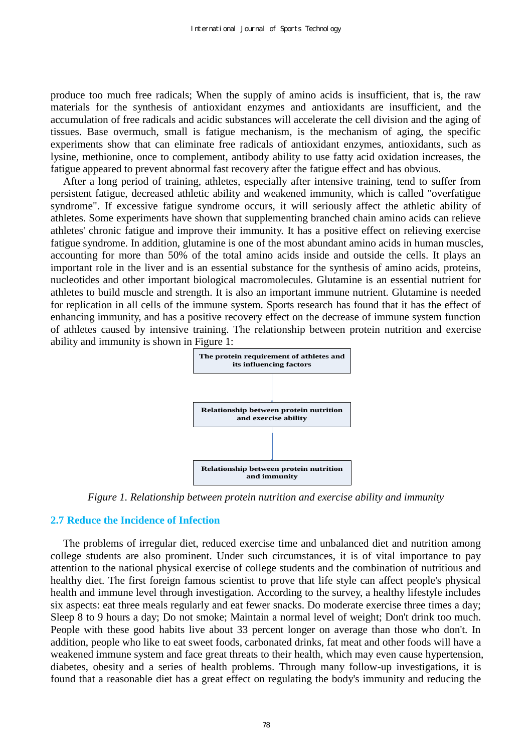produce too much free radicals; When the supply of amino acids is insufficient, that is, the raw materials for the synthesis of antioxidant enzymes and antioxidants are insufficient, and the accumulation of free radicals and acidic substances will accelerate the cell division and the aging of tissues. Base overmuch, small is fatigue mechanism, is the mechanism of aging, the specific experiments show that can eliminate free radicals of antioxidant enzymes, antioxidants, such as lysine, methionine, once to complement, antibody ability to use fatty acid oxidation increases, the fatigue appeared to prevent abnormal fast recovery after the fatigue effect and has obvious.

After a long period of training, athletes, especially after intensive training, tend to suffer from persistent fatigue, decreased athletic ability and weakened immunity, which is called "overfatigue syndrome". If excessive fatigue syndrome occurs, it will seriously affect the athletic ability of athletes. Some experiments have shown that supplementing branched chain amino acids can relieve athletes' chronic fatigue and improve their immunity. It has a positive effect on relieving exercise fatigue syndrome. In addition, glutamine is one of the most abundant amino acids in human muscles, accounting for more than 50% of the total amino acids inside and outside the cells. It plays an important role in the liver and is an essential substance for the synthesis of amino acids, proteins, nucleotides and other important biological macromolecules. Glutamine is an essential nutrient for athletes to build muscle and strength. It is also an important immune nutrient. Glutamine is needed for replication in all cells of the immune system. Sports research has found that it has the effect of enhancing immunity, and has a positive recovery effect on the decrease of immune system function of athletes caused by intensive training. The relationship between protein nutrition and exercise ability and immunity is shown in Figure 1:

The protein requirement of athletes and its influencing factors

↓

Relationship between protein nutrition and exercise ability

↓

Relationship between protein nutrition and immunity

*Figure 1. Relationship between protein nutrition and exercise ability and immunity*

## 2.7 Reduce the Incidence of Infection

The problems of irregular diet, reduced exercise time and unbalanced diet and nutrition among college students are also prominent. Under such circumstances, it is of vital importance to pay attention to the national physical exercise of college students and the combination of nutritious and healthy diet. The first foreign famous scientist to prove that life style can affect people's physical health and immune level through investigation. According to the survey, a healthy lifestyle includes six aspects: eat three meals regularly and eat fewer snacks. Do moderate exercise three times a day; Sleep 8 to 9 hours a day; Do not smoke; Maintain a normal level of weight; Don't drink too much. People with these good habits live about 33 percent longer on average than those who don't. In addition, people who like to eat sweet foods, carbonated drinks, fat meat and other foods will have a weakened immune system and face great threats to their health, which may even cause hypertension, diabetes, obesity and a series of health problems. Through many follow-up investigations, it is found that a reasonable diet has a great effect on regulating the body's immunity and reducing the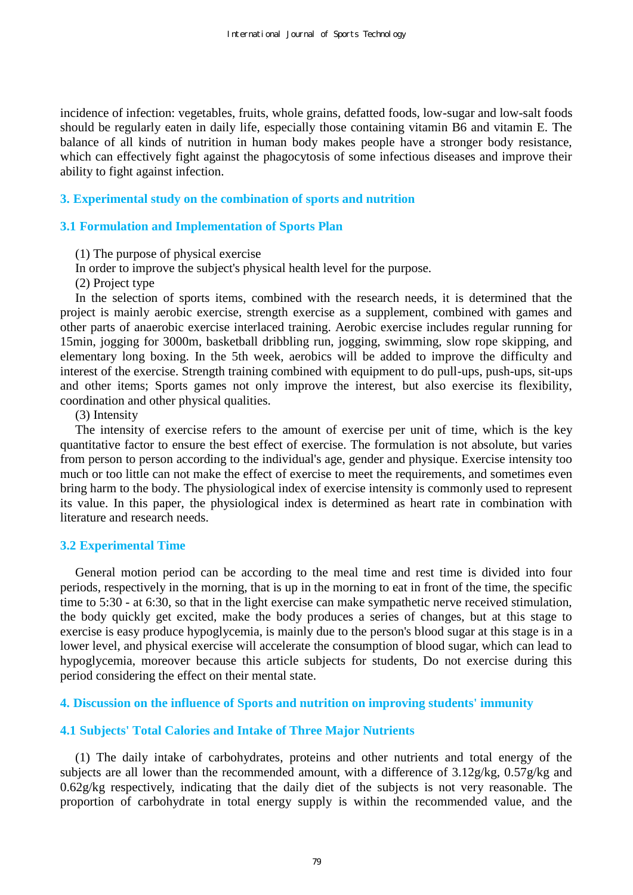incidence of infection: vegetables, fruits, whole grains, defatted foods, low-sugar and low-salt foods should be regularly eaten in daily life, especially those containing vitamin B6 and vitamin E. The balance of all kinds of nutrition in human body makes people have a stronger body resistance, which can effectively fight against the phagocytosis of some infectious diseases and improve their ability to fight against infection.

## 3. Experimental study on the combination of sports and nutrition

### 3.1 Formulation and Implementation of Sports Plan

(1) The purpose of physical exercise

In order to improve the subject's physical health level for the purpose.

(2) Project type

In the selection of sports items, combined with the research needs, it is determined that the project is mainly aerobic exercise, strength exercise as a supplement, combined with games and other parts of anaerobic exercise interlaced training. Aerobic exercise includes regular running for 15min, jogging for 3000m, basketball dribbling run, jogging, swimming, slow rope skipping, and elementary long boxing. In the 5th week, aerobics will be added to improve the difficulty and interest of the exercise. Strength training combined with equipment to do pull-ups, push-ups, sit-ups and other items; Sports games not only improve the interest, but also exercise its flexibility, coordination and other physical qualities.

(3) Intensity

The intensity of exercise refers to the amount of exercise per unit of time, which is the key quantitative factor to ensure the best effect of exercise. The formulation is not absolute, but varies from person to person according to the individual's age, gender and physique. Exercise intensity too much or too little can not make the effect of exercise to meet the requirements, and sometimes even bring harm to the body. The physiological index of exercise intensity is commonly used to represent its value. In this paper, the physiological index is determined as heart rate in combination with literature and research needs.

### 3.2 Experimental Time

General motion period can be according to the meal time and rest time is divided into four periods, respectively in the morning, that is up in the morning to eat in front of the time, the specific time to 5:30 - at 6:30, so that in the light exercise can make sympathetic nerve received stimulation, the body quickly get excited, make the body produces a series of changes, but at this stage to exercise is easy produce hypoglycemia, is mainly due to the person's blood sugar at this stage is in a lower level, and physical exercise will accelerate the consumption of blood sugar, which can lead to hypoglycemia, moreover because this article subjects for students, Do not exercise during this period considering the effect on their mental state.

## 4. Discussion on the influence of Sports and nutrition on improving students' immunity

### 4.1 Subjects' Total Calories and Intake of Three Major Nutrients

(1) The daily intake of carbohydrates, proteins and other nutrients and total energy of the subjects are all lower than the recommended amount, with a difference of 3.12g/kg, 0.57g/kg and 0.62g/kg respectively, indicating that the daily diet of the subjects is not very reasonable. The proportion of carbohydrate in total energy supply is within the recommended value, and the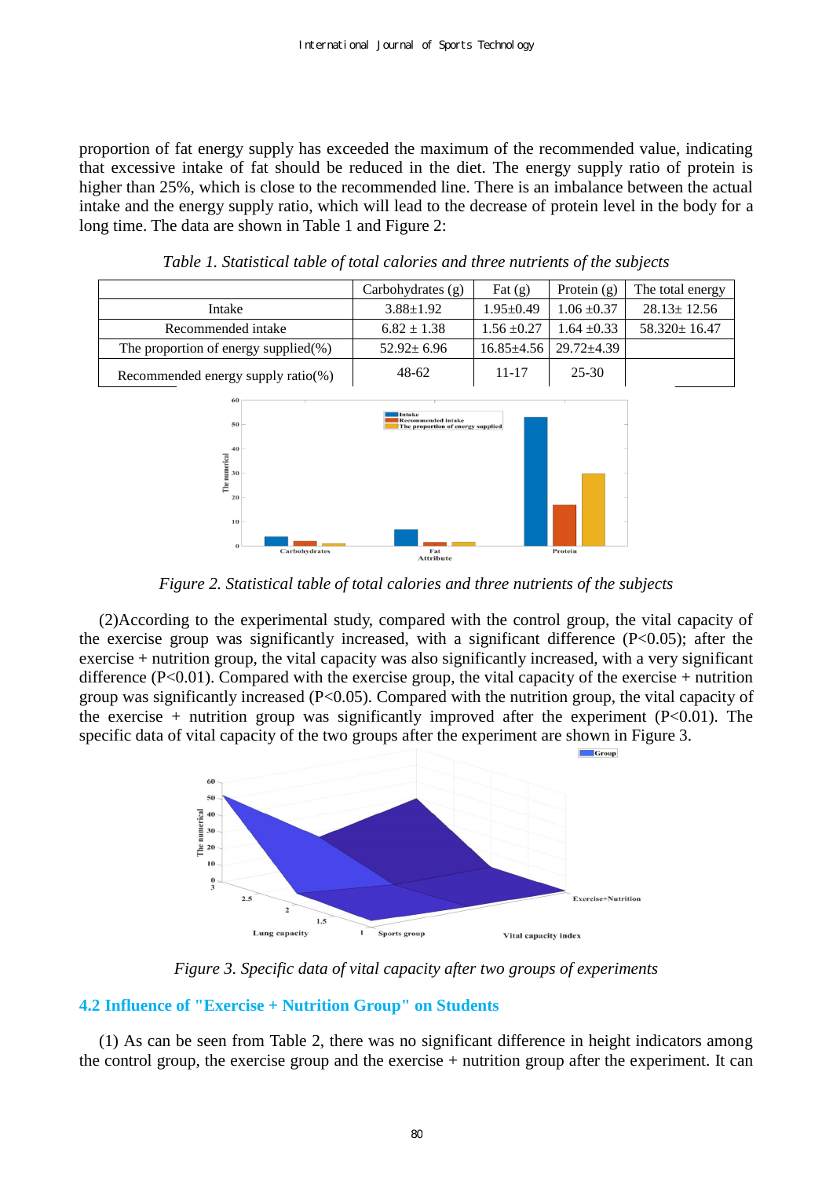proportion of fat energy supply has exceeded the maximum of the recommended value, indicating that excessive intake of fat should be reduced in the diet. The energy supply ratio of protein is higher than 25%, which is close to the recommended line. There is an imbalance between the actual intake and the energy supply ratio, which will lead to the decrease of protein level in the body for a long time. The data are shown in Table 1 and Figure 2:

*Table 1. Statistical table of total calories and three nutrients of the subjects*

| | Carbohydrates (g) | Fat (g) | Protein (g) | The total energy |
|---|---|---|---|---|
| Intake | 3.88±1.92 | 1.95±0.49 | 1.06 ±0.37 | 28.13± 12.56 |
| Recommended intake | 6.82 ± 1.38 | 1.56 ±0.27 | 1.64 ±0.33 | 58.320± 16.47 |
| The proportion of energy supplied(%) | 52.92± 6.96 | 16.85±4.56 | 29.72±4.39 | |
| Recommended energy supply ratio(%) | 48-62 | 11-17 | 25-30 | |

*Figure 2. Statistical table of total calories and three nutrients of the subjects*

(2)According to the experimental study, compared with the control group, the vital capacity of the exercise group was significantly increased, with a significant difference ($P<0.05$); after the exercise + nutrition group, the vital capacity was also significantly increased, with a very significant difference ($P<0.01$). Compared with the exercise group, the vital capacity of the exercise + nutrition group was significantly increased ($P<0.05$). Compared with the nutrition group, the vital capacity of the exercise + nutrition group was significantly improved after the experiment ($P<0.01$). The specific data of vital capacity of the two groups after the experiment are shown in Figure 3.

*Figure 3. Specific data of vital capacity after two groups of experiments*

## 4.2 Influence of "Exercise + Nutrition Group" on Students

(1) As can be seen from Table 2, there was no significant difference in height indicators among the control group, the exercise group and the exercise + nutrition group after the experiment. It can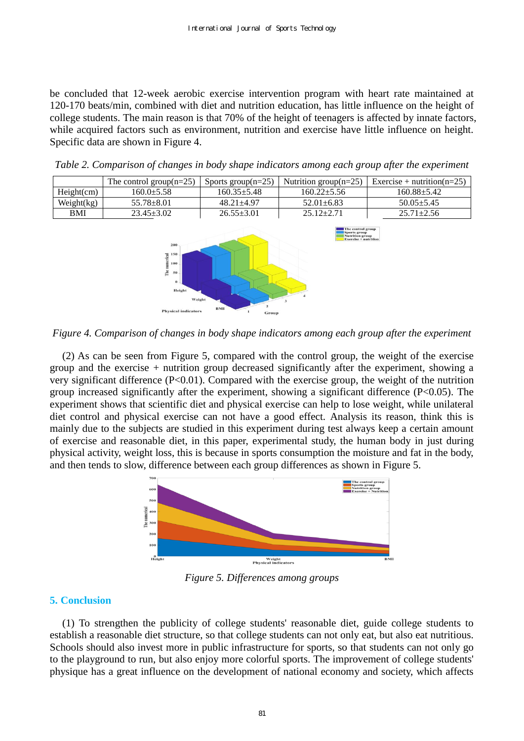be concluded that 12-week aerobic exercise intervention program with heart rate maintained at 120-170 beats/min, combined with diet and nutrition education, has little influence on the height of college students. The main reason is that 70% of the height of teenagers is affected by innate factors, while acquired factors such as environment, nutrition and exercise have little influence on height. Specific data are shown in Figure 4.

*Table 2. Comparison of changes in body shape indicators among each group after the experiment*

| | The control group(n=25) | Sports group(n=25) | Nutrition group(n=25) | Exercise + nutrition(n=25) |
|---|---|---|---|---|
| Height(cm) | 160.0±5.58 | 160.35±5.48 | 160.22±5.56 | 160.88±5.42 |
| Weight(kg) | 55.78±8.01 | 48.21±4.97 | 52.01±6.83 | 50.05±5.45 |
| BMI | 23.45±3.02 | 26.55±3.01 | 25.12±2.71 | 25.71±2.56 |

*Figure 4. Comparison of changes in body shape indicators among each group after the experiment*

(2) As can be seen from Figure 5, compared with the control group, the weight of the exercise group and the exercise + nutrition group decreased significantly after the experiment, showing a very significant difference ($P<0.01$). Compared with the exercise group, the weight of the nutrition group increased significantly after the experiment, showing a significant difference ($P<0.05$). The experiment shows that scientific diet and physical exercise can help to lose weight, while unilateral diet control and physical exercise can not have a good effect. Analysis its reason, think this is mainly due to the subjects are studied in this experiment during test always keep a certain amount of exercise and reasonable diet, in this paper, experimental study, the human body in just during physical activity, weight loss, this is because in sports consumption the moisture and fat in the body, and then tends to slow, difference between each group differences as shown in Figure 5.

*Figure 5. Differences among groups*

## 5. Conclusion

(1) To strengthen the publicity of college students' reasonable diet, guide college students to establish a reasonable diet structure, so that college students can not only eat, but also eat nutritious. Schools should also invest more in public infrastructure for sports, so that students can not only go to the playground to run, but also enjoy more colorful sports. The improvement of college students' physique has a great influence on the development of national economy and society, which affects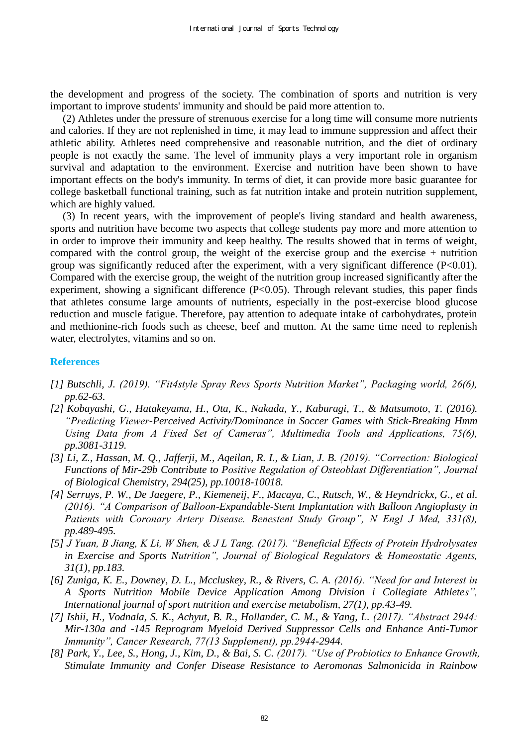the development and progress of the society. The combination of sports and nutrition is very important to improve students' immunity and should be paid more attention to.

(2) Athletes under the pressure of strenuous exercise for a long time will consume more nutrients and calories. If they are not replenished in time, it may lead to immune suppression and affect their athletic ability. Athletes need comprehensive and reasonable nutrition, and the diet of ordinary people is not exactly the same. The level of immunity plays a very important role in organism survival and adaptation to the environment. Exercise and nutrition have been shown to have important effects on the body's immunity. In terms of diet, it can provide more basic guarantee for college basketball functional training, such as fat nutrition intake and protein nutrition supplement, which are highly valued.

(3) In recent years, with the improvement of people's living standard and health awareness, sports and nutrition have become two aspects that college students pay more and more attention to in order to improve their immunity and keep healthy. The results showed that in terms of weight, compared with the control group, the weight of the exercise group and the exercise + nutrition group was significantly reduced after the experiment, with a very significant difference ($P<0.01$). Compared with the exercise group, the weight of the nutrition group increased significantly after the experiment, showing a significant difference ($P<0.05$). Through relevant studies, this paper finds that athletes consume large amounts of nutrients, especially in the post-exercise blood glucose reduction and muscle fatigue. Therefore, pay attention to adequate intake of carbohydrates, protein and methionine-rich foods such as cheese, beef and mutton. At the same time need to replenish water, electrolytes, vitamins and so on.

## References

*[1] Butschli, J. (2019). "Fit4style Spray Revs Sports Nutrition Market", Packaging world, 26(6), pp.62-63.*

*[2] Kobayashi, G., Hatakeyama, H., Ota, K., Nakada, Y., Kaburagi, T., & Matsumoto, T. (2016). "Predicting Viewer-Perceived Activity/Dominance in Soccer Games with Stick-Breaking Hmm Using Data from A Fixed Set of Cameras", Multimedia Tools and Applications, 75(6), pp.3081-3119.*

*[3] Li, Z., Hassan, M. Q., Jafferji, M., Aqeilan, R. I., & Lian, J. B. (2019). "Correction: Biological Functions of Mir-29b Contribute to Positive Regulation of Osteoblast Differentiation", Journal of Biological Chemistry, 294(25), pp.10018-10018.*

*[4] Serruys, P. W., De Jaegere, P., Kiemeneij, F., Macaya, C., Rutsch, W., & Heyndrickx, G., et al. (2016). "A Comparison of Balloon-Expandable-Stent Implantation with Balloon Angioplasty in Patients with Coronary Artery Disease. Benestent Study Group", N Engl J Med, 331(8), pp.489-495.*

*[5] J Yuan, B Jiang, K Li, W Shen, & J L Tang. (2017). "Beneficial Effects of Protein Hydrolysates in Exercise and Sports Nutrition", Journal of Biological Regulators & Homeostatic Agents, 31(1), pp.183.*

*[6] Zuniga, K. E., Downey, D. L., Mccluskey, R., & Rivers, C. A. (2016). "Need for and Interest in A Sports Nutrition Mobile Device Application Among Division i Collegiate Athletes", International journal of sport nutrition and exercise metabolism, 27(1), pp.43-49.*

*[7] Ishii, H., Vodnala, S. K., Achyut, B. R., Hollander, C. M., & Yang, L. (2017). "Abstract 2944: Mir-130a and -145 Reprogram Myeloid Derived Suppressor Cells and Enhance Anti-Tumor Immunity", Cancer Research, 77(13 Supplement), pp.2944-2944.*

*[8] Park, Y., Lee, S., Hong, J., Kim, D., & Bai, S. C. (2017). "Use of Probiotics to Enhance Growth, Stimulate Immunity and Confer Disease Resistance to Aeromonas Salmonicida in Rainbow*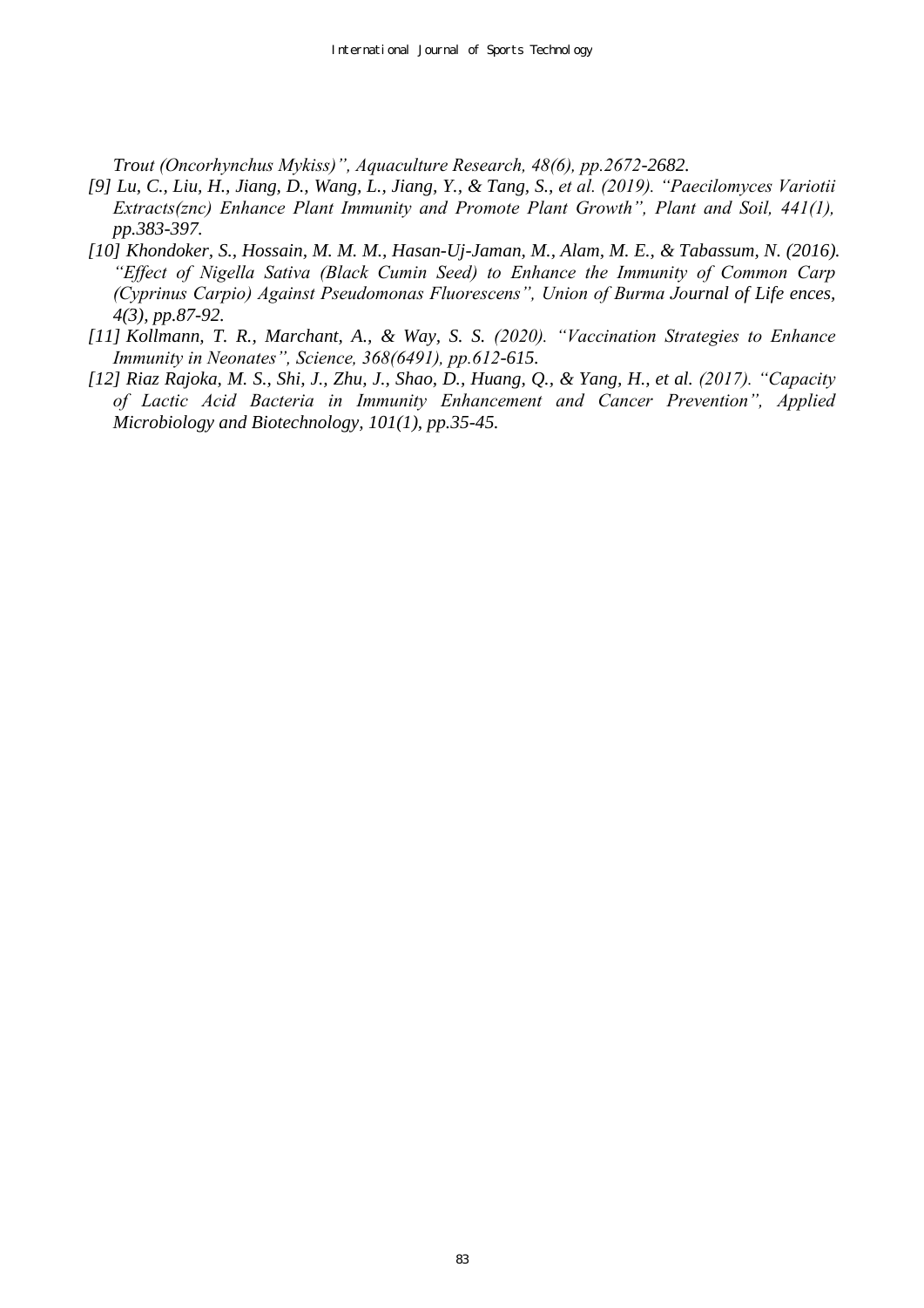*Trout (Oncorhynchus Mykiss)", Aquaculture Research, 48(6), pp.2672-2682.*

*[9] Lu, C., Liu, H., Jiang, D., Wang, L., Jiang, Y., & Tang, S., et al. (2019). "Paecilomyces Variotii Extracts(znc) Enhance Plant Immunity and Promote Plant Growth", Plant and Soil, 441(1), pp.383-397.*

*[10] Khondoker, S., Hossain, M. M. M., Hasan-Uj-Jaman, M., Alam, M. E., & Tabassum, N. (2016). "Effect of Nigella Sativa (Black Cumin Seed) to Enhance the Immunity of Common Carp (Cyprinus Carpio) Against Pseudomonas Fluorescens", Union of Burma Journal of Life ences, 4(3), pp.87-92.*

*[11] Kollmann, T. R., Marchant, A., & Way, S. S. (2020). "Vaccination Strategies to Enhance Immunity in Neonates", Science, 368(6491), pp.612-615.*

*[12] Riaz Rajoka, M. S., Shi, J., Zhu, J., Shao, D., Huang, Q., & Yang, H., et al. (2017). "Capacity of Lactic Acid Bacteria in Immunity Enhancement and Cancer Prevention", Applied Microbiology and Biotechnology, 101(1), pp.35-45.*